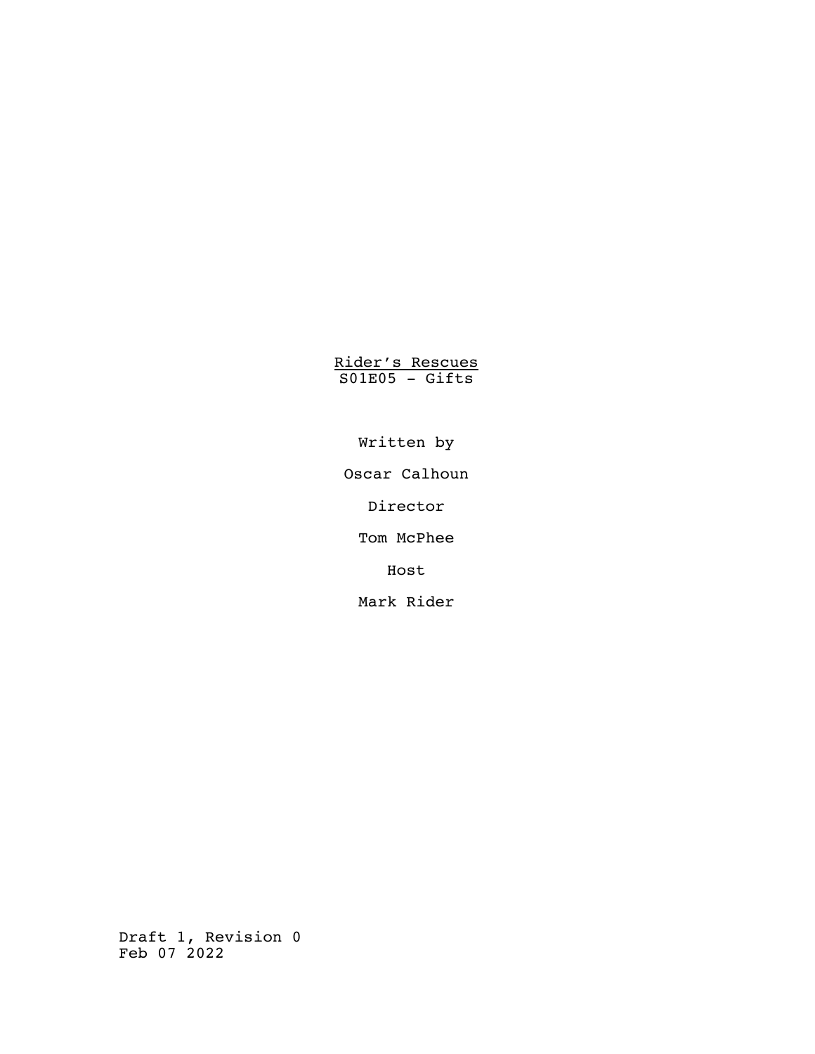<u>Rider's Rescues</u>

S01E05 - Gifts

Written by

Oscar Calhoun

Director

Tom McPhee

Host

Mark Rider

Draft 1, Revision 0

Feb 07 2022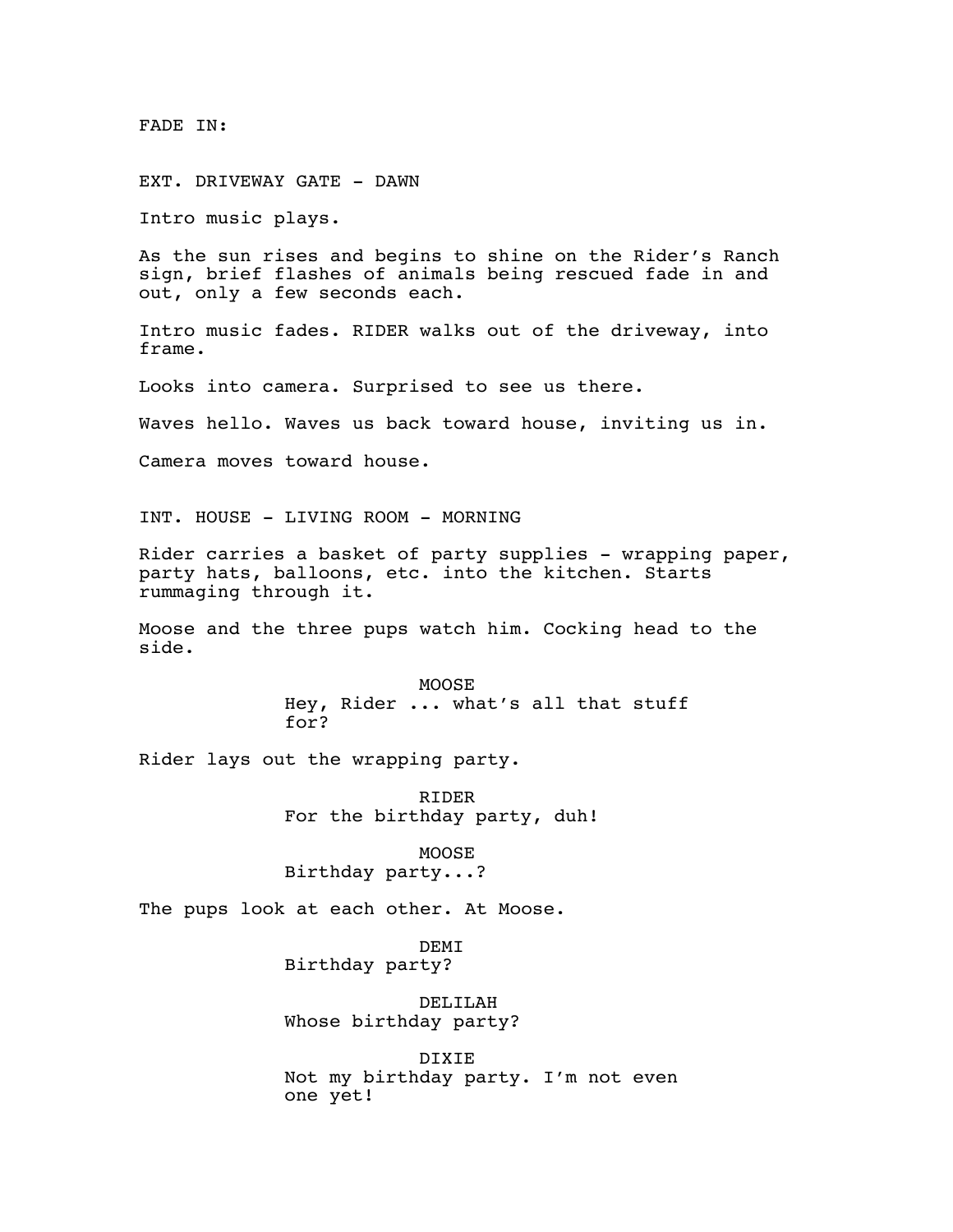FADE IN:

EXT. DRIVEWAY GATE - DAWN

Intro music plays.

As the sun rises and begins to shine on the Rider's Ranch sign, brief flashes of animals being rescued fade in and out, only a few seconds each.

Intro music fades. RIDER walks out of the driveway, into frame.

Looks into camera. Surprised to see us there.

Waves hello. Waves us back toward house, inviting us in.

Camera moves toward house.

INT. HOUSE - LIVING ROOM - MORNING

Rider carries a basket of party supplies - wrapping paper, party hats, balloons, etc. into the kitchen. Starts rummaging through it.

Moose and the three pups watch him. Cocking head to the side.

MOOSE
Hey, Rider ... what's all that stuff for?

Rider lays out the wrapping party.

RIDER
For the birthday party, duh!

MOOSE
Birthday party...?

The pups look at each other. At Moose.

DEMI
Birthday party?

DELILAH
Whose birthday party?

DIXIE
Not my birthday party. I'm not even one yet!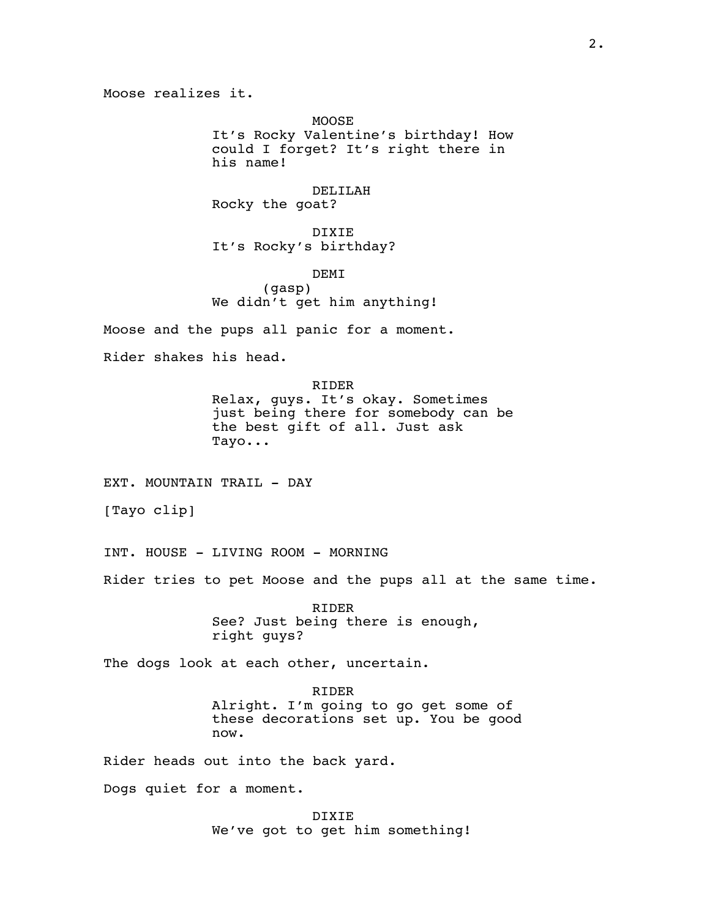Moose realizes it.

MOOSE
It's Rocky Valentine's birthday! How could I forget? It's right there in his name!

DELILAH
Rocky the goat?

DIXIE
It's Rocky's birthday?

DEMI
(gasp)
We didn't get him anything!

Moose and the pups all panic for a moment.

Rider shakes his head.

RIDER
Relax, guys. It's okay. Sometimes just being there for somebody can be the best gift of all. Just ask Tayo...

EXT. MOUNTAIN TRAIL - DAY

[Tayo clip]

INT. HOUSE - LIVING ROOM - MORNING

Rider tries to pet Moose and the pups all at the same time.

RIDER
See? Just being there is enough, right guys?

The dogs look at each other, uncertain.

RIDER
Alright. I'm going to go get some of these decorations set up. You be good now.

Rider heads out into the back yard.

Dogs quiet for a moment.

DIXIE
We've got to get him something!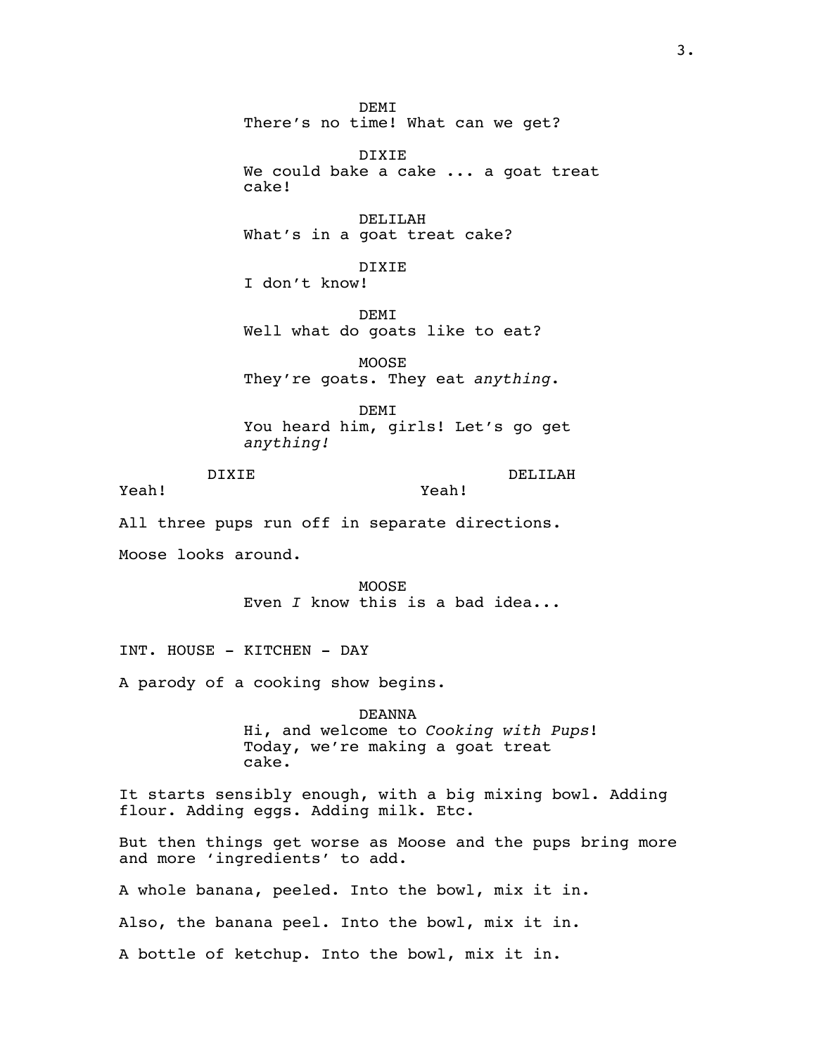**DEMI**
There's no time! What can we get?

**DIXIE**
We could bake a cake ... a goat treat cake!

**DELILAH**
What's in a goat treat cake?

**DIXIE**
I don't know!

**DEMI**
Well what do goats like to eat?

**MOOSE**
They're goats. They eat *anything*.

**DEMI**
You heard him, girls! Let's go get *anything!*

**DIXIE**
Yeah!

**DELILAH**
Yeah!

All three pups run off in separate directions.

Moose looks around.

**MOOSE**
Even *I* know this is a bad idea...

INT. HOUSE - KITCHEN - DAY

A parody of a cooking show begins.

**DEANNA**
Hi, and welcome to *Cooking with Pups*! Today, we're making a goat treat cake.

It starts sensibly enough, with a big mixing bowl. Adding flour. Adding eggs. Adding milk. Etc.

But then things get worse as Moose and the pups bring more and more 'ingredients' to add.

A whole banana, peeled. Into the bowl, mix it in.

Also, the banana peel. Into the bowl, mix it in.

A bottle of ketchup. Into the bowl, mix it in.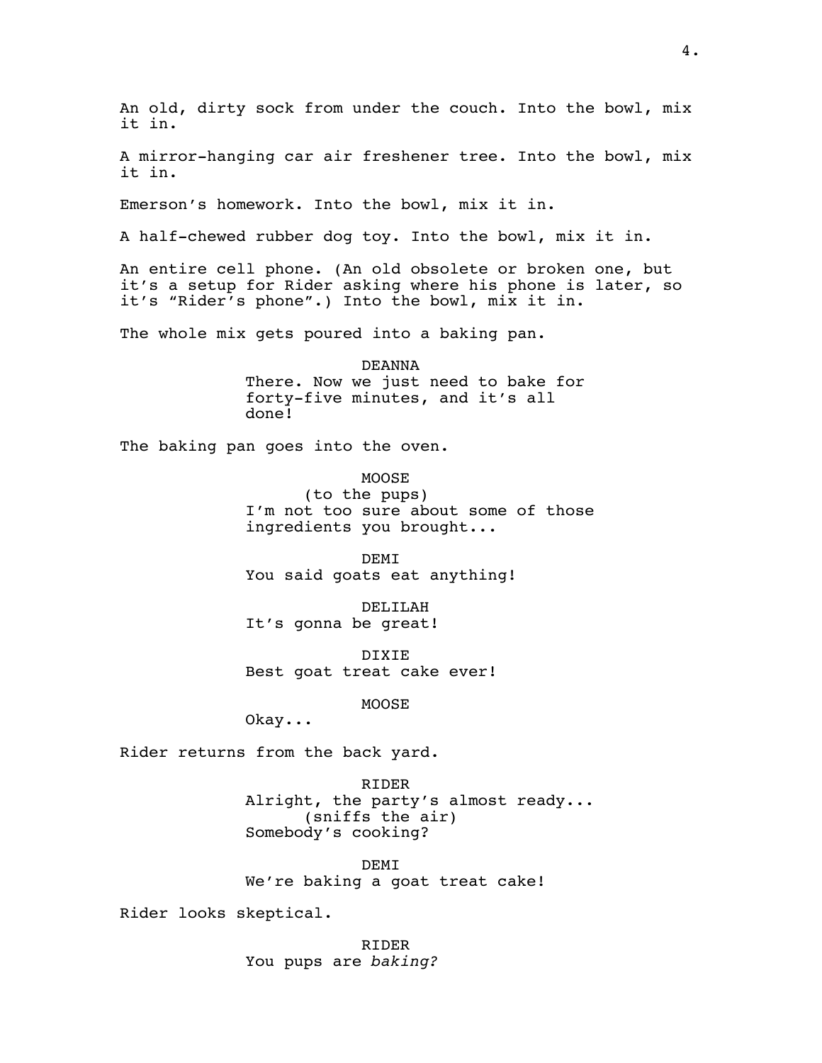An old, dirty sock from under the couch. Into the bowl, mix it in.

A mirror-hanging car air freshener tree. Into the bowl, mix it in.

Emerson's homework. Into the bowl, mix it in.

A half-chewed rubber dog toy. Into the bowl, mix it in.

An entire cell phone. (An old obsolete or broken one, but it's a setup for Rider asking where his phone is later, so it's "Rider's phone".) Into the bowl, mix it in.

The whole mix gets poured into a baking pan.

DEANNA
There. Now we just need to bake for forty-five minutes, and it's all done!

The baking pan goes into the oven.

MOOSE
(to the pups)
I'm not too sure about some of those ingredients you brought...

DEMI
You said goats eat anything!

DELILAH
It's gonna be great!

DIXIE
Best goat treat cake ever!

MOOSE
Okay...

Rider returns from the back yard.

RIDER
Alright, the party's almost ready...
(sniffs the air)
Somebody's cooking?

DEMI
We're baking a goat treat cake!

Rider looks skeptical.

RIDER
You pups are *baking?*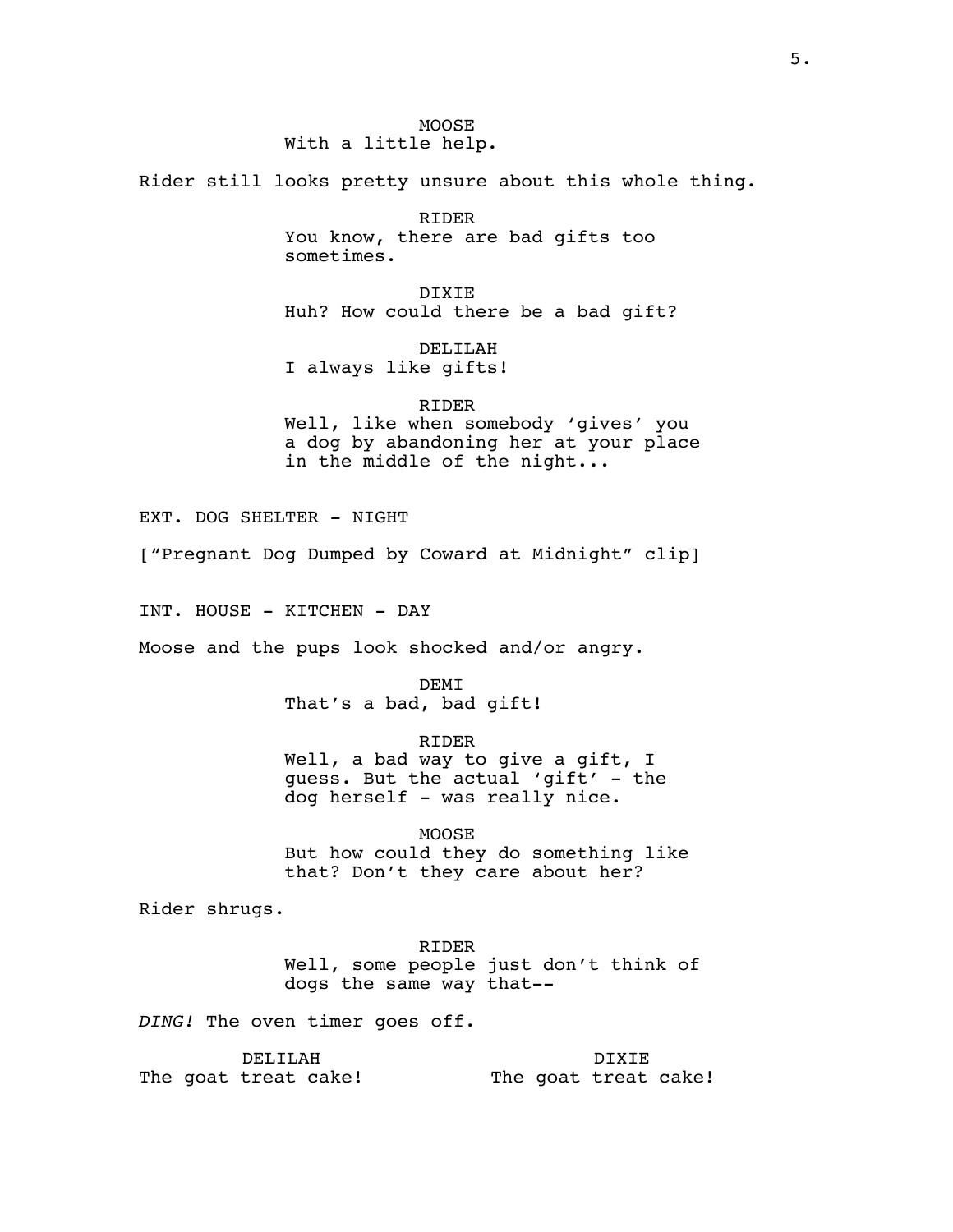MOOSE
With a little help.

Rider still looks pretty unsure about this whole thing.

RIDER
You know, there are bad gifts too sometimes.

DIXIE
Huh? How could there be a bad gift?

DELILAH
I always like gifts!

RIDER
Well, like when somebody 'gives' you a dog by abandoning her at your place in the middle of the night...

EXT. DOG SHELTER - NIGHT

["Pregnant Dog Dumped by Coward at Midnight" clip]

INT. HOUSE - KITCHEN - DAY

Moose and the pups look shocked and/or angry.

DEMI
That's a bad, bad gift!

RIDER
Well, a bad way to give a gift, I guess. But the actual 'gift' - the dog herself - was really nice.

MOOSE
But how could they do something like that? Don't they care about her?

Rider shrugs.

RIDER
Well, some people just don't think of dogs the same way that--

*DING!* The oven timer goes off.

DELILAH
The goat treat cake!

DIXIE
The goat treat cake!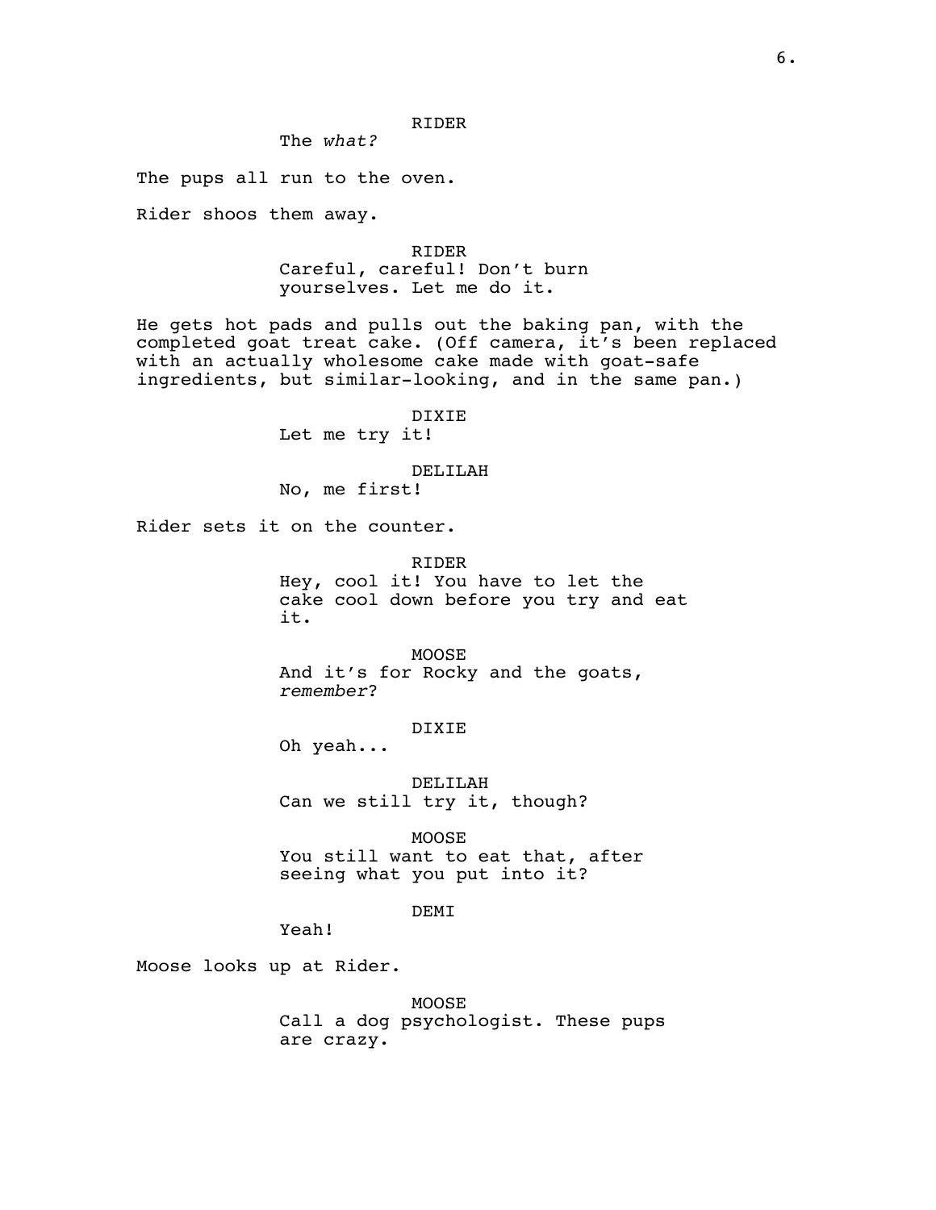RIDER
The *what?*

The pups all run to the oven.

Rider shoos them away.

RIDER
Careful, careful! Don't burn yourselves. Let me do it.

He gets hot pads and pulls out the baking pan, with the completed goat treat cake. (Off camera, it's been replaced with an actually wholesome cake made with goat-safe ingredients, but similar-looking, and in the same pan.)

DIXIE
Let me try it!

DELILAH
No, me first!

Rider sets it on the counter.

RIDER
Hey, cool it! You have to let the cake cool down before you try and eat it.

MOOSE
And it's for Rocky and the goats, *remember*?

DIXIE
Oh yeah...

DELILAH
Can we still try it, though?

MOOSE
You still want to eat that, after seeing what you put into it?

DEMI
Yeah!

Moose looks up at Rider.

MOOSE
Call a dog psychologist. These pups are crazy.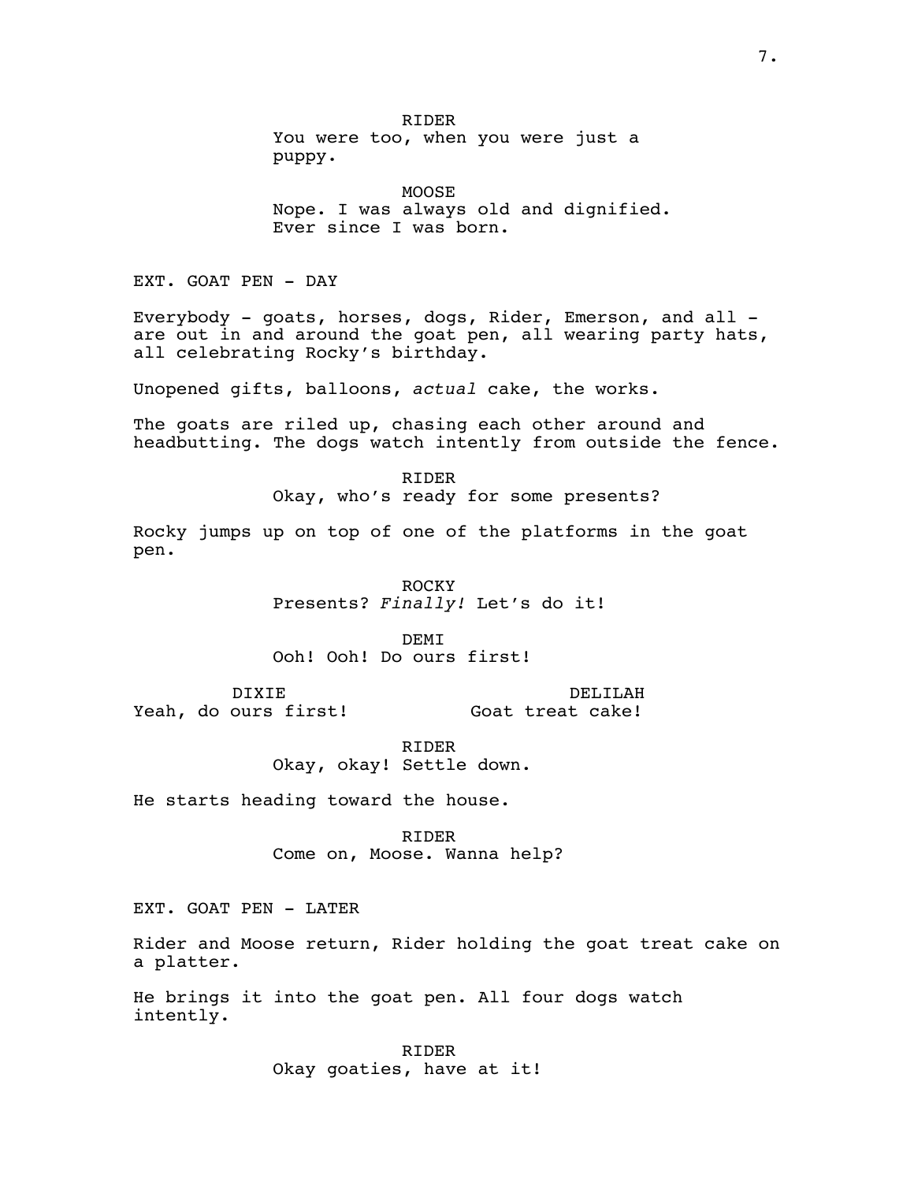RIDER
You were too, when you were just a puppy.

MOOSE
Nope. I was always old and dignified. Ever since I was born.

EXT. GOAT PEN - DAY

Everybody - goats, horses, dogs, Rider, Emerson, and all - are out in and around the goat pen, all wearing party hats, all celebrating Rocky's birthday.

Unopened gifts, balloons, *actual* cake, the works.

The goats are riled up, chasing each other around and headbutting. The dogs watch intently from outside the fence.

RIDER
Okay, who's ready for some presents?

Rocky jumps up on top of one of the platforms in the goat pen.

ROCKY
Presents? *Finally!* Let's do it!

DEMI
Ooh! Ooh! Do ours first!

DIXIE
Yeah, do ours first!

DELILAH
Goat treat cake!

RIDER
Okay, okay! Settle down.

He starts heading toward the house.

RIDER
Come on, Moose. Wanna help?

EXT. GOAT PEN - LATER

Rider and Moose return, Rider holding the goat treat cake on a platter.

He brings it into the goat pen. All four dogs watch intently.

RIDER
Okay goaties, have at it!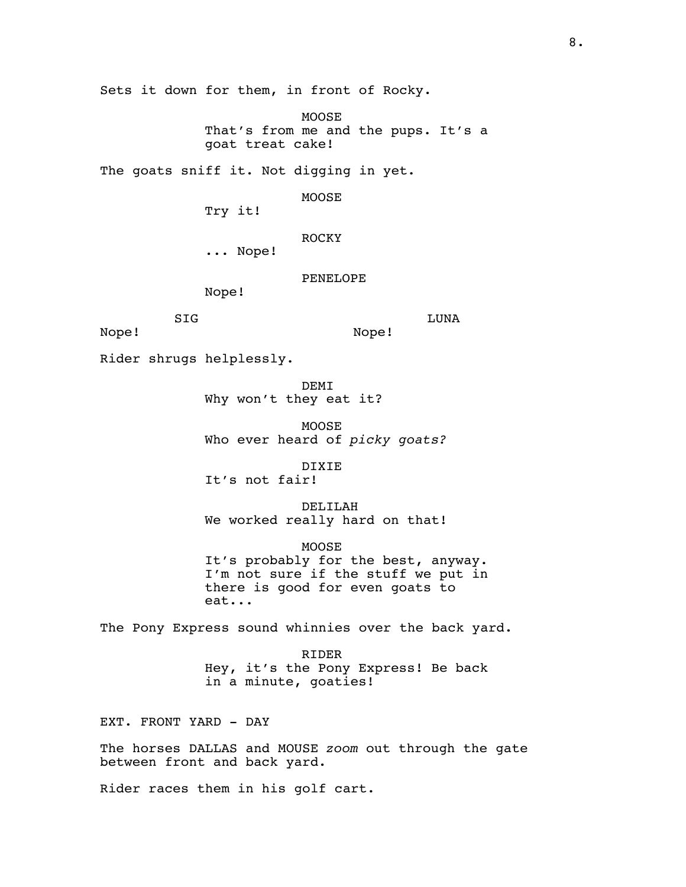Sets it down for them, in front of Rocky.

MOOSE
That's from me and the pups. It's a goat treat cake!

The goats sniff it. Not digging in yet.

MOOSE
Try it!

ROCKY
... Nope!

PENELOPE
Nope!

SIG
Nope!

LUNA
Nope!

Rider shrugs helplessly.

DEMI
Why won't they eat it?

MOOSE
Who ever heard of *picky goats?*

DIXIE
It's not fair!

DELILAH
We worked really hard on that!

MOOSE
It's probably for the best, anyway. I'm not sure if the stuff we put in there is good for even goats to eat...

The Pony Express sound whinnies over the back yard.

RIDER
Hey, it's the Pony Express! Be back in a minute, goaties!

EXT. FRONT YARD - DAY

The horses DALLAS and MOUSE *zoom* out through the gate between front and back yard.

Rider races them in his golf cart.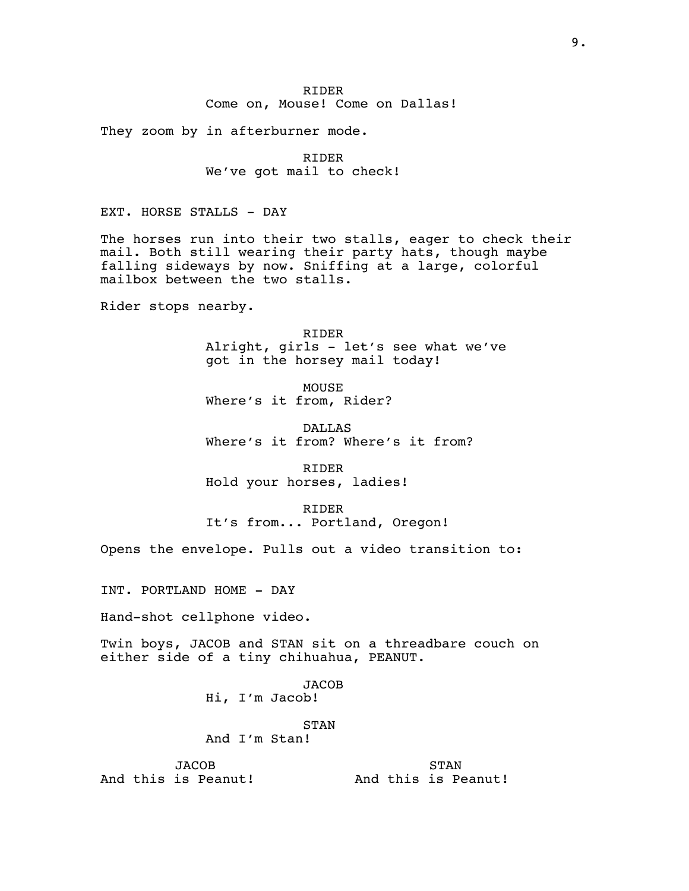RIDER
Come on, Mouse! Come on Dallas!

They zoom by in afterburner mode.

RIDER
We've got mail to check!

EXT. HORSE STALLS - DAY

The horses run into their two stalls, eager to check their mail. Both still wearing their party hats, though maybe falling sideways by now. Sniffing at a large, colorful mailbox between the two stalls.

Rider stops nearby.

RIDER
Alright, girls - let's see what we've got in the horsey mail today!

MOUSE
Where's it from, Rider?

DALLAS
Where's it from? Where's it from?

RIDER
Hold your horses, ladies!

RIDER
It's from... Portland, Oregon!

Opens the envelope. Pulls out a video transition to:

INT. PORTLAND HOME - DAY

Hand-shot cellphone video.

Twin boys, JACOB and STAN sit on a threadbare couch on either side of a tiny chihuahua, PEANUT.

JACOB
Hi, I'm Jacob!

STAN
And I'm Stan!

JACOB
And this is Peanut!

STAN
And this is Peanut!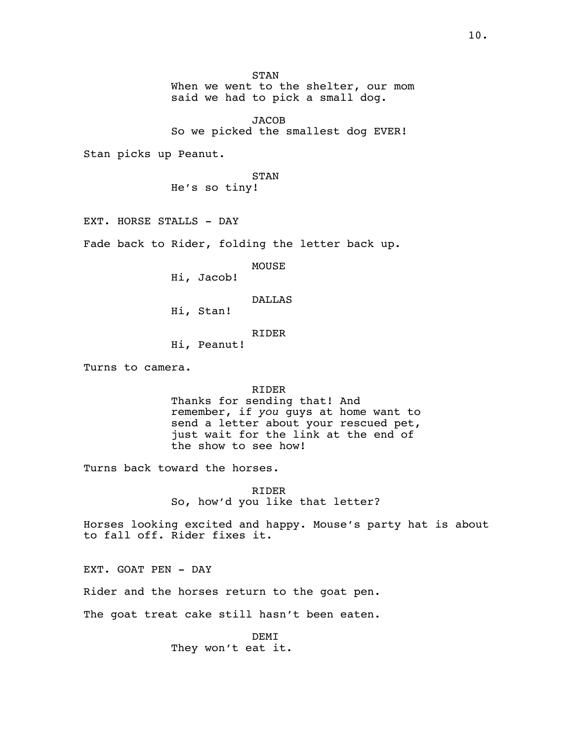STAN
When we went to the shelter, our mom said we had to pick a small dog.

JACOB
So we picked the smallest dog EVER!

Stan picks up Peanut.

STAN
He's so tiny!

EXT. HORSE STALLS - DAY

Fade back to Rider, folding the letter back up.

MOUSE
Hi, Jacob!

DALLAS
Hi, Stan!

RIDER
Hi, Peanut!

Turns to camera.

RIDER
Thanks for sending that! And remember, if *you* guys at home want to send a letter about your rescued pet, just wait for the link at the end of the show to see how!

Turns back toward the horses.

RIDER
So, how'd you like that letter?

Horses looking excited and happy. Mouse's party hat is about to fall off. Rider fixes it.

EXT. GOAT PEN - DAY

Rider and the horses return to the goat pen.

The goat treat cake still hasn't been eaten.

DEMI
They won't eat it.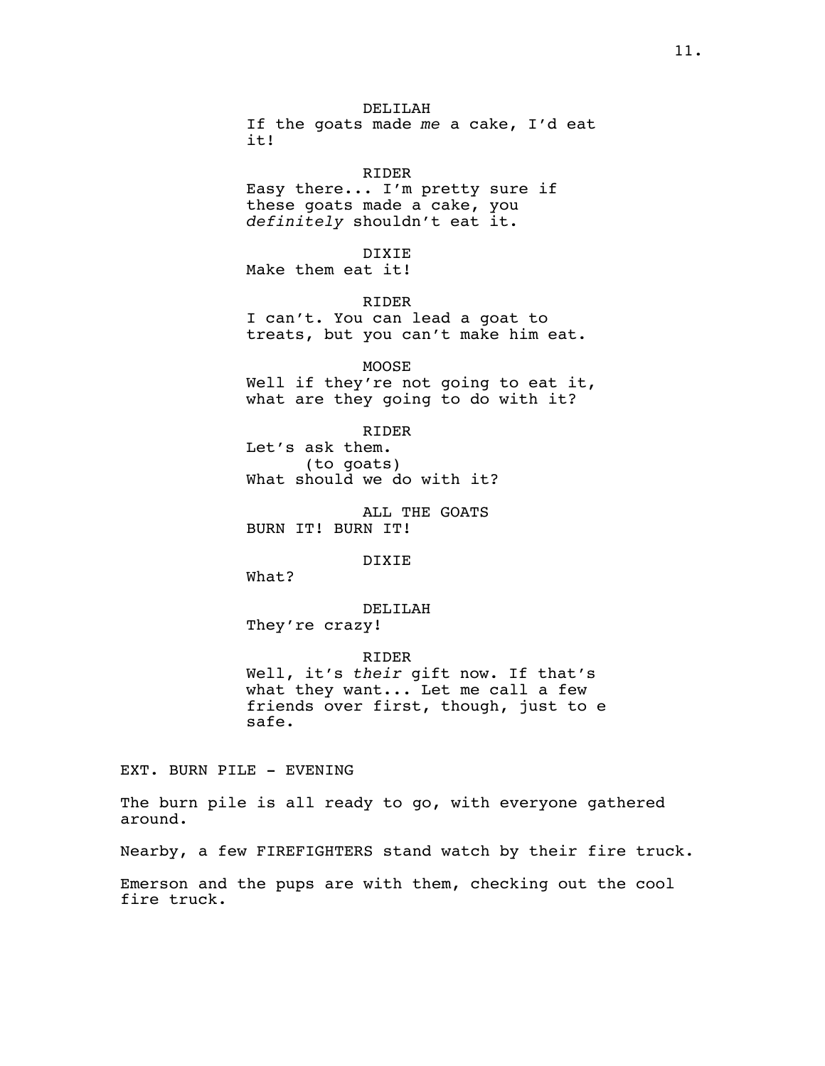DELILAH

If the goats made *me* a cake, I'd eat it!

RIDER

Easy there... I'm pretty sure if these goats made a cake, you *definitely* shouldn't eat it.

DIXIE

Make them eat it!

RIDER

I can't. You can lead a goat to treats, but you can't make him eat.

MOOSE

Well if they're not going to eat it, what are they going to do with it?

RIDER

Let's ask them.
(to goats)
What should we do with it?

ALL THE GOATS

BURN IT! BURN IT!

DIXIE

What?

DELILAH

They're crazy!

RIDER

Well, it's *their* gift now. If that's what they want... Let me call a few friends over first, though, just to e safe.

EXT. BURN PILE - EVENING

The burn pile is all ready to go, with everyone gathered around.

Nearby, a few FIREFIGHTERS stand watch by their fire truck.

Emerson and the pups are with them, checking out the cool fire truck.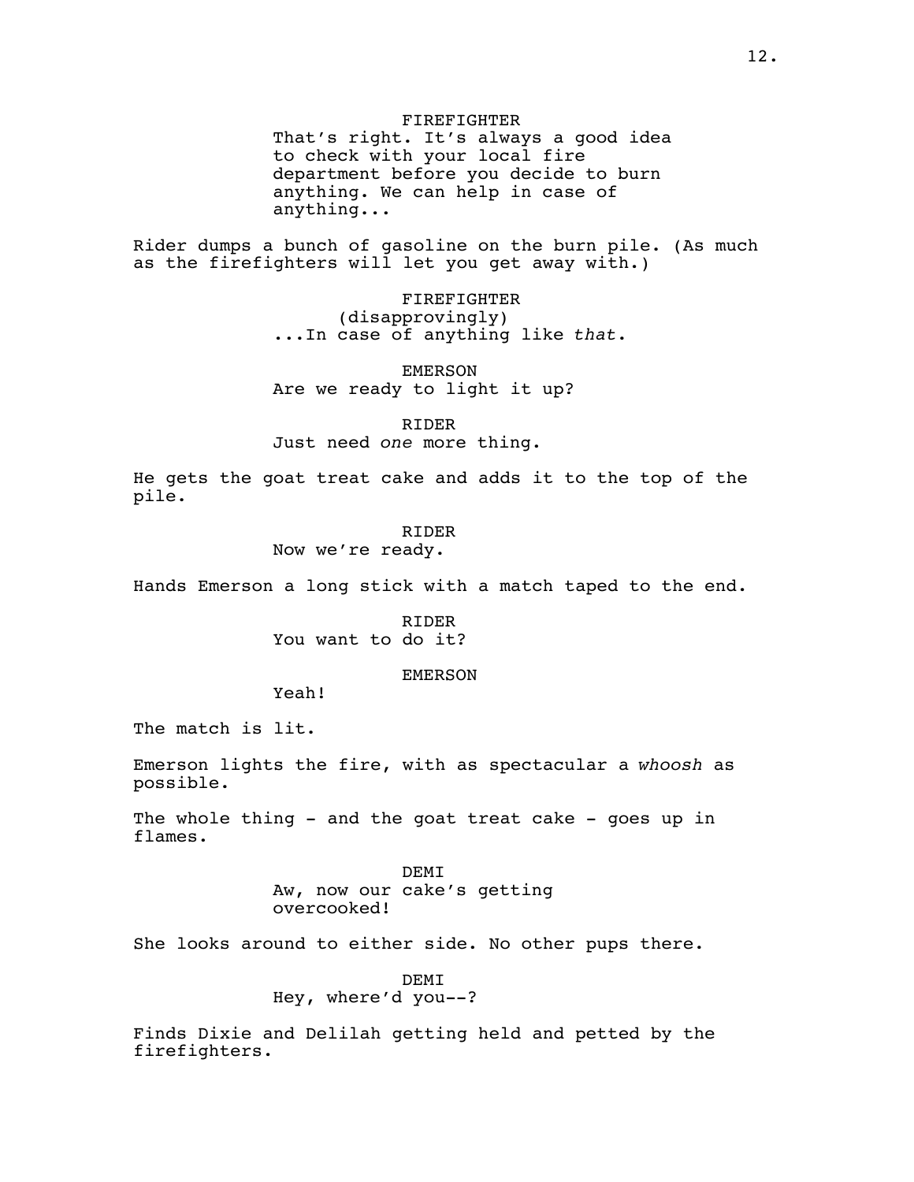FIREFIGHTER
That's right. It's always a good idea to check with your local fire department before you decide to burn anything. We can help in case of anything...

Rider dumps a bunch of gasoline on the burn pile. (As much as the firefighters will let you get away with.)

FIREFIGHTER
(disapprovingly)
...In case of anything like *that*.

EMERSON
Are we ready to light it up?

RIDER
Just need *one* more thing.

He gets the goat treat cake and adds it to the top of the pile.

RIDER
Now we're ready.

Hands Emerson a long stick with a match taped to the end.

RIDER
You want to do it?

EMERSON
Yeah!

The match is lit.

Emerson lights the fire, with as spectacular a *whoosh* as possible.

The whole thing - and the goat treat cake - goes up in flames.

DEMI
Aw, now our cake's getting overcooked!

She looks around to either side. No other pups there.

DEMI
Hey, where'd you--?

Finds Dixie and Delilah getting held and petted by the firefighters.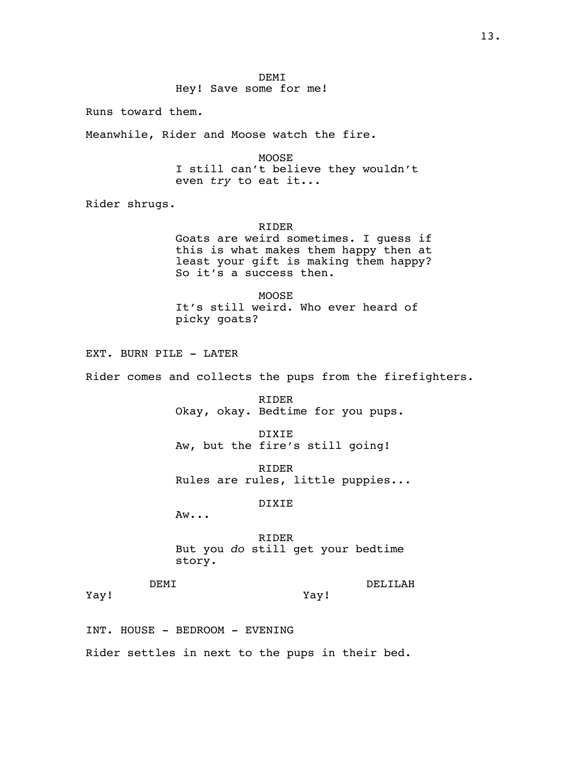DEMI
Hey! Save some for me!

Runs toward them.

Meanwhile, Rider and Moose watch the fire.

MOOSE
I still can't believe they wouldn't even *try* to eat it...

Rider shrugs.

RIDER
Goats are weird sometimes. I guess if this is what makes them happy then at least your gift is making them happy? So it's a success then.

MOOSE
It's still weird. Who ever heard of picky goats?

EXT. BURN PILE - LATER

Rider comes and collects the pups from the firefighters.

RIDER
Okay, okay. Bedtime for you pups.

DIXIE
Aw, but the fire's still going!

RIDER
Rules are rules, little puppies...

DIXIE
Aw...

RIDER
But you *do* still get your bedtime story.

DEMI
Yay!

DELILAH
Yay!

INT. HOUSE - BEDROOM - EVENING

Rider settles in next to the pups in their bed.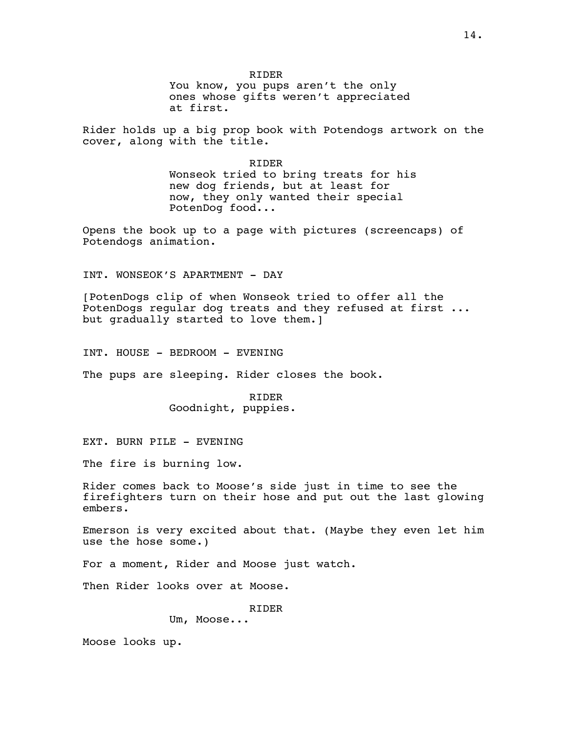RIDER
You know, you pups aren't the only ones whose gifts weren't appreciated at first.

Rider holds up a big prop book with Potendogs artwork on the cover, along with the title.

RIDER
Wonseok tried to bring treats for his new dog friends, but at least for now, they only wanted their special PotenDog food...

Opens the book up to a page with pictures (screencaps) of Potendogs animation.

INT. WONSEOK'S APARTMENT - DAY

[PotenDogs clip of when Wonseok tried to offer all the PotenDogs regular dog treats and they refused at first ... but gradually started to love them.]

INT. HOUSE - BEDROOM - EVENING

The pups are sleeping. Rider closes the book.

RIDER
Goodnight, puppies.

EXT. BURN PILE - EVENING

The fire is burning low.

Rider comes back to Moose's side just in time to see the firefighters turn on their hose and put out the last glowing embers.

Emerson is very excited about that. (Maybe they even let him use the hose some.)

For a moment, Rider and Moose just watch.

Then Rider looks over at Moose.

RIDER
Um, Moose...

Moose looks up.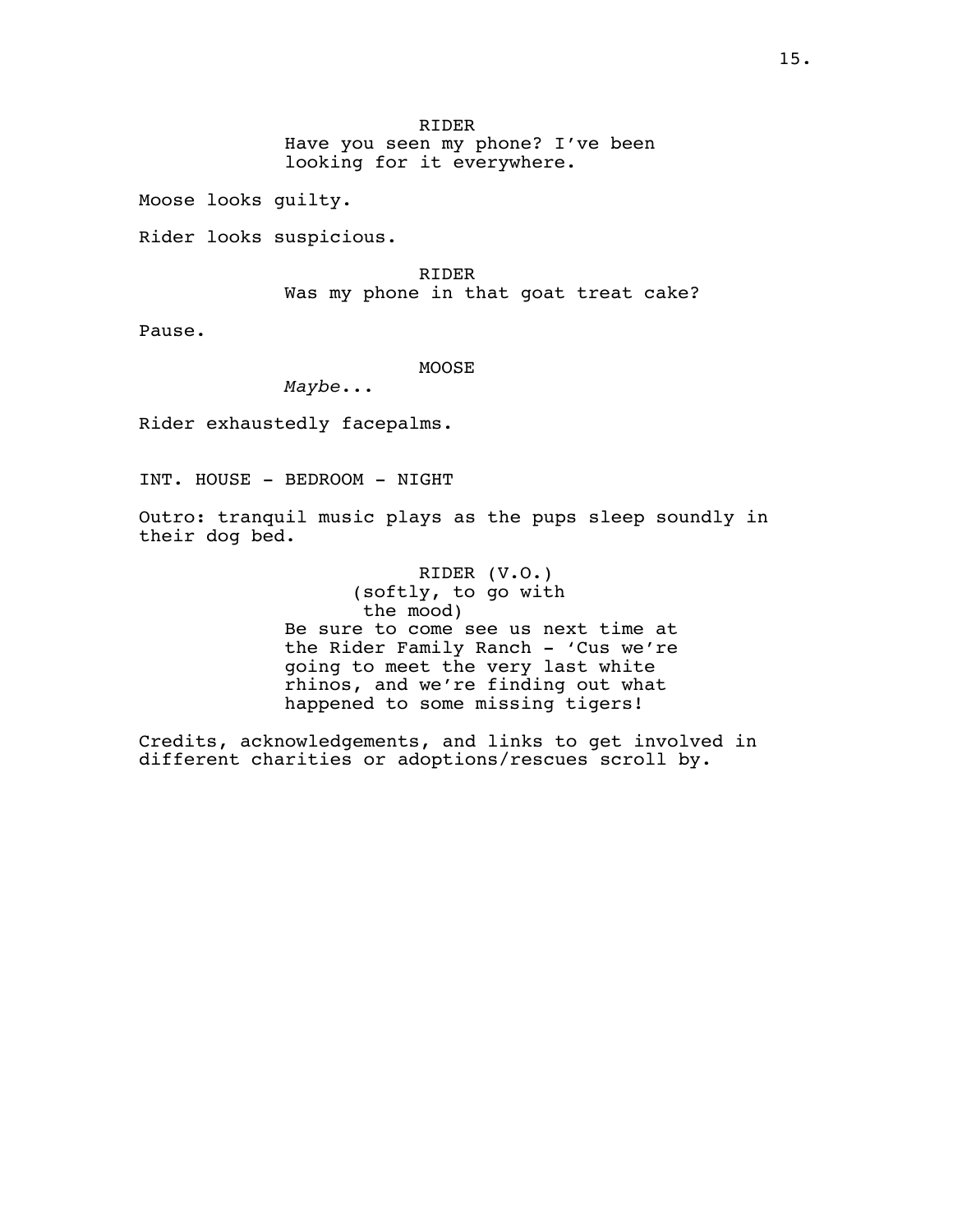RIDER
Have you seen my phone? I've been looking for it everywhere.

Moose looks guilty.

Rider looks suspicious.

RIDER
Was my phone in that goat treat cake?

Pause.

MOOSE
*Maybe*...

Rider exhaustedly facepalms.

INT. HOUSE - BEDROOM - NIGHT

Outro: tranquil music plays as the pups sleep soundly in their dog bed.

RIDER (V.O.)
(softly, to go with the mood)
Be sure to come see us next time at the Rider Family Ranch - 'Cus we're going to meet the very last white rhinos, and we're finding out what happened to some missing tigers!

Credits, acknowledgements, and links to get involved in different charities or adoptions/rescues scroll by.